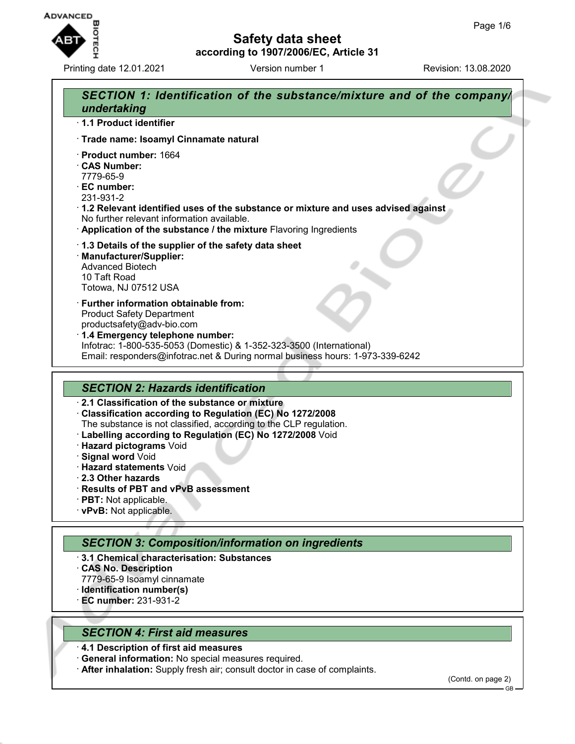# Safety data sheet

**according to 1907/2006/EC, Article 31**

Printing date 12.01.2021 Version number 1 Revision: 13.08.2020

## SECTION 1: Identification of the substance/mixture and of the company/undertaking

- **1.1 Product identifier**
- **Trade name: Isoamyl Cinnamate natural**
- **Product number:** 1664
- **CAS Number:**
  7779-65-9
- **EC number:**
  231-931-2
- **1.2 Relevant identified uses of the substance or mixture and uses advised against**
  No further relevant information available.
- **Application of the substance / the mixture** Flavoring Ingredients
- **1.3 Details of the supplier of the safety data sheet**
- **Manufacturer/Supplier:**
  Advanced Biotech
  10 Taft Road
  Totowa, NJ 07512 USA
- **Further information obtainable from:**
  Product Safety Department
  productsafety@adv-bio.com
- **1.4 Emergency telephone number:**
  Infotrac: 1-800-535-5053 (Domestic) & 1-352-323-3500 (International)
  Email: responders@infotrac.net & During normal business hours: 1-973-339-6242

## SECTION 2: Hazards identification

- **2.1 Classification of the substance or mixture**
- **Classification according to Regulation (EC) No 1272/2008**
  The substance is not classified, according to the CLP regulation.
- **Labelling according to Regulation (EC) No 1272/2008** Void
- **Hazard pictograms** Void
- **Signal word** Void
- **Hazard statements** Void
- **2.3 Other hazards**
- **Results of PBT and vPvB assessment**
- **PBT:** Not applicable.
- **vPvB:** Not applicable.

## SECTION 3: Composition/information on ingredients

- **3.1 Chemical characterisation: Substances**
- **CAS No. Description**
  7779-65-9 Isoamyl cinnamate
- **Identification number(s)**
- **EC number:** 231-931-2

## SECTION 4: First aid measures

- **4.1 Description of first aid measures**
- **General information:** No special measures required.
- **After inhalation:** Supply fresh air; consult doctor in case of complaints.

(Contd. on page 2)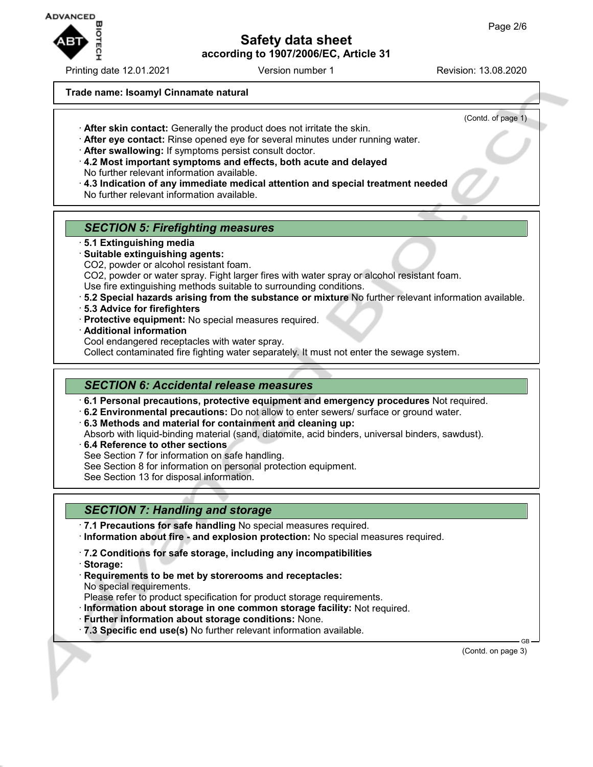**Trade name: Isoamyl Cinnamate natural**

(Contd. of page 1)

· **After skin contact:** Generally the product does not irritate the skin.
· **After eye contact:** Rinse opened eye for several minutes under running water.
· **After swallowing:** If symptoms persist consult doctor.
· **4.2 Most important symptoms and effects, both acute and delayed**
No further relevant information available.
· **4.3 Indication of any immediate medical attention and special treatment needed**
No further relevant information available.

## *SECTION 5: Firefighting measures*

· **5.1 Extinguishing media**
· **Suitable extinguishing agents:**
$CO_2$, powder or alcohol resistant foam.
$CO_2$, powder or water spray. Fight larger fires with water spray or alcohol resistant foam.
Use fire extinguishing methods suitable to surrounding conditions.
· **5.2 Special hazards arising from the substance or mixture** No further relevant information available.
· **5.3 Advice for firefighters**
· **Protective equipment:** No special measures required.
· **Additional information**
Cool endangered receptacles with water spray.
Collect contaminated fire fighting water separately. It must not enter the sewage system.

## *SECTION 6: Accidental release measures*

· **6.1 Personal precautions, protective equipment and emergency procedures** Not required.
· **6.2 Environmental precautions:** Do not allow to enter sewers/ surface or ground water.
· **6.3 Methods and material for containment and cleaning up:**
Absorb with liquid-binding material (sand, diatomite, acid binders, universal binders, sawdust).
· **6.4 Reference to other sections**
See Section 7 for information on safe handling.
See Section 8 for information on personal protection equipment.
See Section 13 for disposal information.

## *SECTION 7: Handling and storage*

· **7.1 Precautions for safe handling** No special measures required.
· **Information about fire - and explosion protection:** No special measures required.

· **7.2 Conditions for safe storage, including any incompatibilities**
· **Storage:**
· **Requirements to be met by storerooms and receptacles:**
No special requirements.
Please refer to product specification for product storage requirements.
· **Information about storage in one common storage facility:** Not required.
· **Further information about storage conditions:** None.
· **7.3 Specific end use(s)** No further relevant information available.

(Contd. on page 3)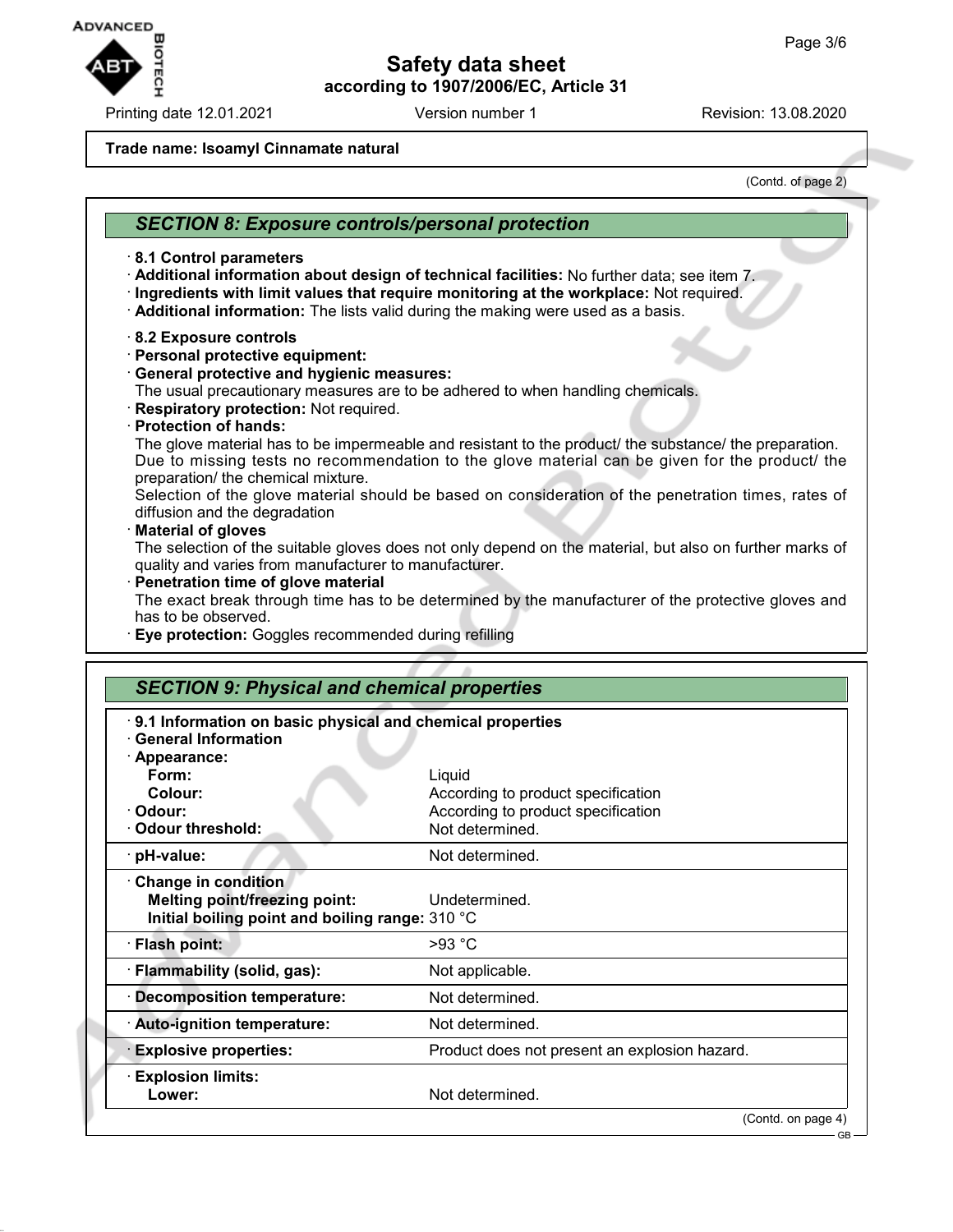**Trade name: Isoamyl Cinnamate natural**

(Contd. of page 2)

## SECTION 8: Exposure controls/personal protection

· **8.1 Control parameters**
· **Additional information about design of technical facilities:** No further data; see item 7.
· **Ingredients with limit values that require monitoring at the workplace:** Not required.
· **Additional information:** The lists valid during the making were used as a basis.

· **8.2 Exposure controls**
· **Personal protective equipment:**
· **General protective and hygienic measures:**
The usual precautionary measures are to be adhered to when handling chemicals.
· **Respiratory protection:** Not required.
· **Protection of hands:**
The glove material has to be impermeable and resistant to the product/ the substance/ the preparation.
Due to missing tests no recommendation to the glove material can be given for the product/ the preparation/ the chemical mixture.
Selection of the glove material should be based on consideration of the penetration times, rates of diffusion and the degradation
· **Material of gloves**
The selection of the suitable gloves does not only depend on the material, but also on further marks of quality and varies from manufacturer to manufacturer.
· **Penetration time of glove material**
The exact break through time has to be determined by the manufacturer of the protective gloves and has to be observed.
· **Eye protection:** Goggles recommended during refilling

## SECTION 9: Physical and chemical properties

· **9.1 Information on basic physical and chemical properties**
· **General Information**

| | |
|---|---|
| · **Appearance:** | |
| **Form:** | Liquid |
| **Colour:** | According to product specification |
| · **Odour:** | According to product specification |
| · **Odour threshold:** | Not determined. |
| · **pH-value:** | Not determined. |
| · **Change in condition** | |
| **Melting point/freezing point:** | Undetermined. |
| **Initial boiling point and boiling range:** | 310 °C |
| · **Flash point:** | >93 °C |
| · **Flammability (solid, gas):** | Not applicable. |
| · **Decomposition temperature:** | Not determined. |
| · **Auto-ignition temperature:** | Not determined. |
| · **Explosive properties:** | Product does not present an explosion hazard. |
| · **Explosion limits:** | |
| **Lower:** | Not determined. |

(Contd. on page 4)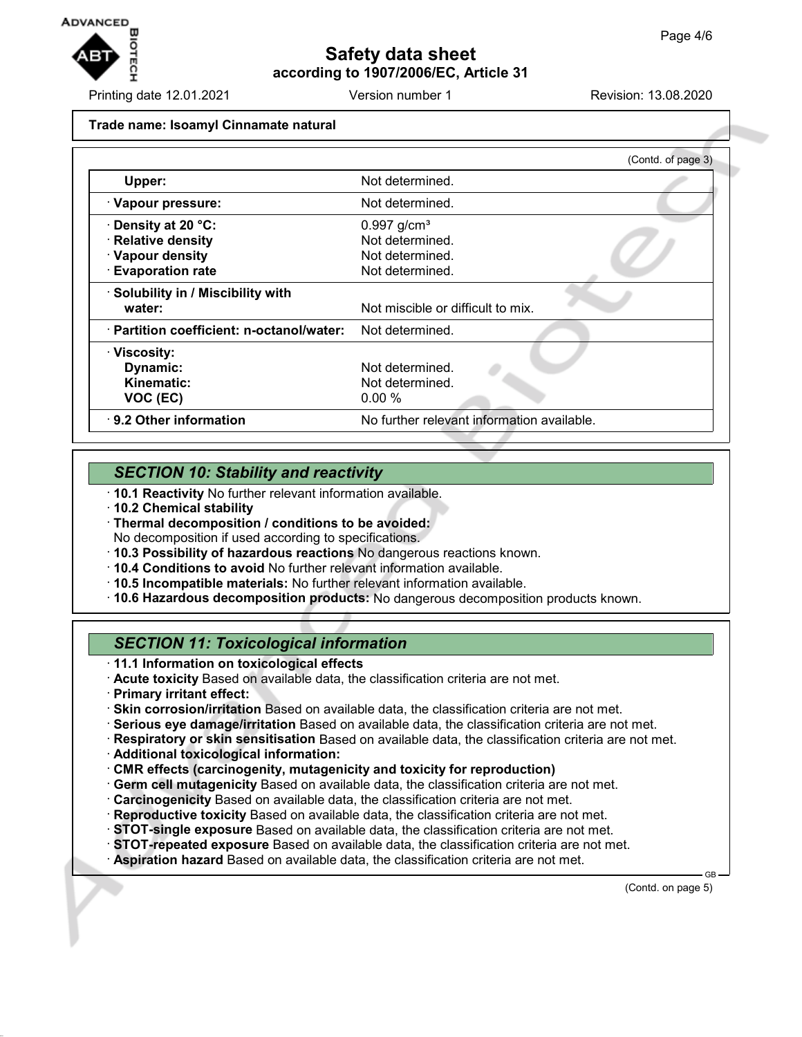**Trade name: Isoamyl Cinnamate natural**

(Contd. of page 3)

| | |
|---|---|
| **Upper:** | Not determined. |
| · **Vapour pressure:** | Not determined. |
| · **Density at 20 °C:** | 0.997 g/cm³ |
| · **Relative density** | Not determined. |
| · **Vapour density** | Not determined. |
| · **Evaporation rate** | Not determined. |
| · **Solubility in / Miscibility with water:** | Not miscible or difficult to mix. |
| · **Partition coefficient: n-octanol/water:** | Not determined. |
| · **Viscosity:** | |
| **Dynamic:** | Not determined. |
| **Kinematic:** | Not determined. |
| **VOC (EC)** | 0.00 % |
| · **9.2 Other information** | No further relevant information available. |

## *SECTION 10: Stability and reactivity*

· **10.1 Reactivity** No further relevant information available.
· **10.2 Chemical stability**
· **Thermal decomposition / conditions to be avoided:**
No decomposition if used according to specifications.
· **10.3 Possibility of hazardous reactions** No dangerous reactions known.
· **10.4 Conditions to avoid** No further relevant information available.
· **10.5 Incompatible materials:** No further relevant information available.
· **10.6 Hazardous decomposition products:** No dangerous decomposition products known.

## *SECTION 11: Toxicological information*

· **11.1 Information on toxicological effects**
· **Acute toxicity** Based on available data, the classification criteria are not met.
· **Primary irritant effect:**
· **Skin corrosion/irritation** Based on available data, the classification criteria are not met.
· **Serious eye damage/irritation** Based on available data, the classification criteria are not met.
· **Respiratory or skin sensitisation** Based on available data, the classification criteria are not met.
· **Additional toxicological information:**
· **CMR effects (carcinogenity, mutagenicity and toxicity for reproduction)**
· **Germ cell mutagenicity** Based on available data, the classification criteria are not met.
· **Carcinogenicity** Based on available data, the classification criteria are not met.
· **Reproductive toxicity** Based on available data, the classification criteria are not met.
· **STOT-single exposure** Based on available data, the classification criteria are not met.
· **STOT-repeated exposure** Based on available data, the classification criteria are not met.
· **Aspiration hazard** Based on available data, the classification criteria are not met.

(Contd. on page 5)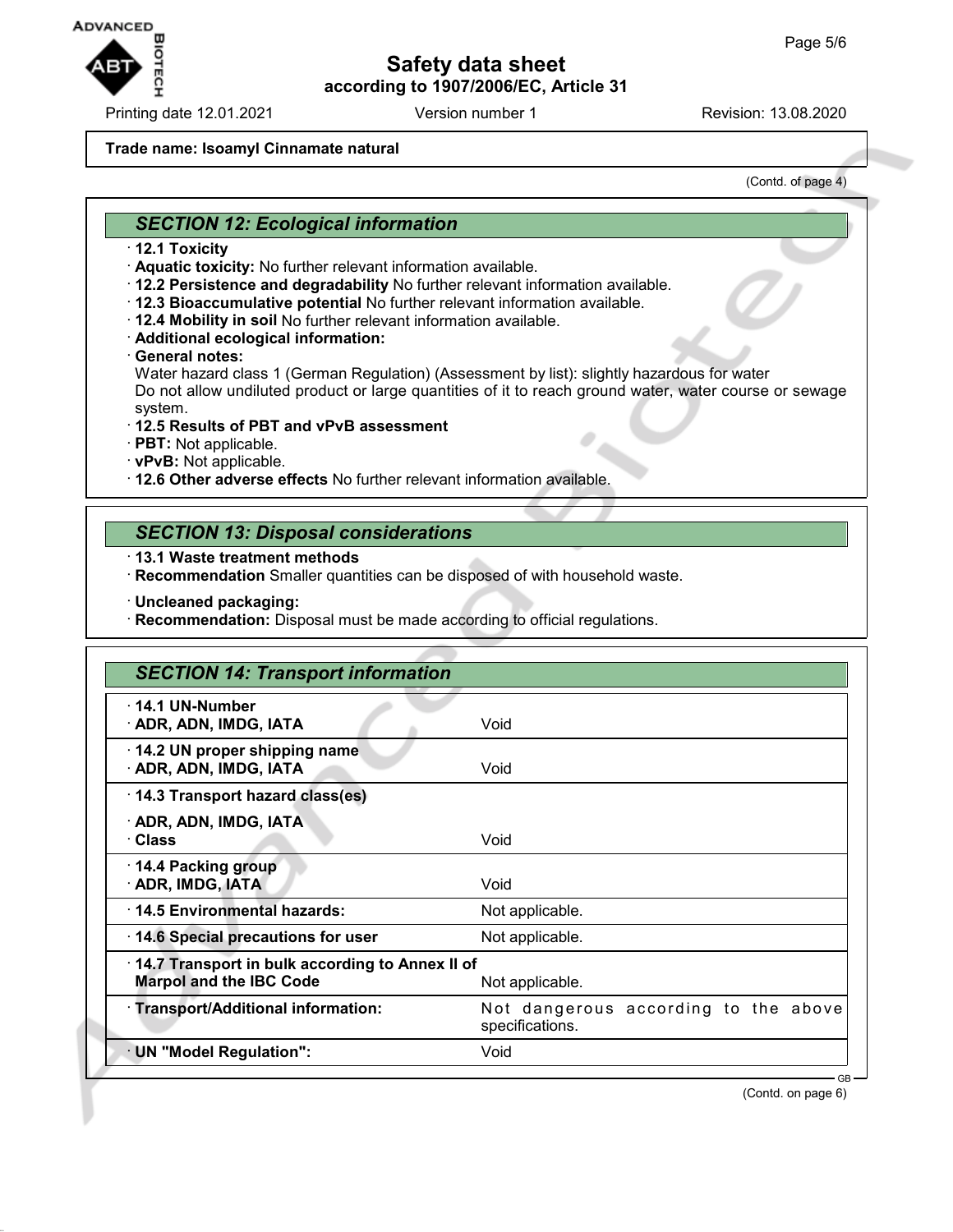Trade name: Isoamyl Cinnamate natural

(Contd. of page 4)

## SECTION 12: Ecological information

· **12.1 Toxicity**
· **Aquatic toxicity:** No further relevant information available.
· **12.2 Persistence and degradability** No further relevant information available.
· **12.3 Bioaccumulative potential** No further relevant information available.
· **12.4 Mobility in soil** No further relevant information available.
· **Additional ecological information:**
· **General notes:**
Water hazard class 1 (German Regulation) (Assessment by list): slightly hazardous for water
Do not allow undiluted product or large quantities of it to reach ground water, water course or sewage system.
· **12.5 Results of PBT and vPvB assessment**
· **PBT:** Not applicable.
· **vPvB:** Not applicable.
· **12.6 Other adverse effects** No further relevant information available.

## SECTION 13: Disposal considerations

· **13.1 Waste treatment methods**
· **Recommendation** Smaller quantities can be disposed of with household waste.

· **Uncleaned packaging:**
· **Recommendation:** Disposal must be made according to official regulations.

## SECTION 14: Transport information

| | |
|---|---|
| · **14.1 UN-Number** · **ADR, ADN, IMDG, IATA** | Void |
| · **14.2 UN proper shipping name** · **ADR, ADN, IMDG, IATA** | Void |
| · **14.3 Transport hazard class(es)** · **ADR, ADN, IMDG, IATA** · **Class** | Void |
| · **14.4 Packing group** · **ADR, IMDG, IATA** | Void |
| · **14.5 Environmental hazards:** | Not applicable. |
| · **14.6 Special precautions for user** | Not applicable. |
| · **14.7 Transport in bulk according to Annex II of Marpol and the IBC Code** | Not applicable. |
| · **Transport/Additional information:** | Not dangerous according to the above specifications. |
| · **UN "Model Regulation":** | Void |

(Contd. on page 6)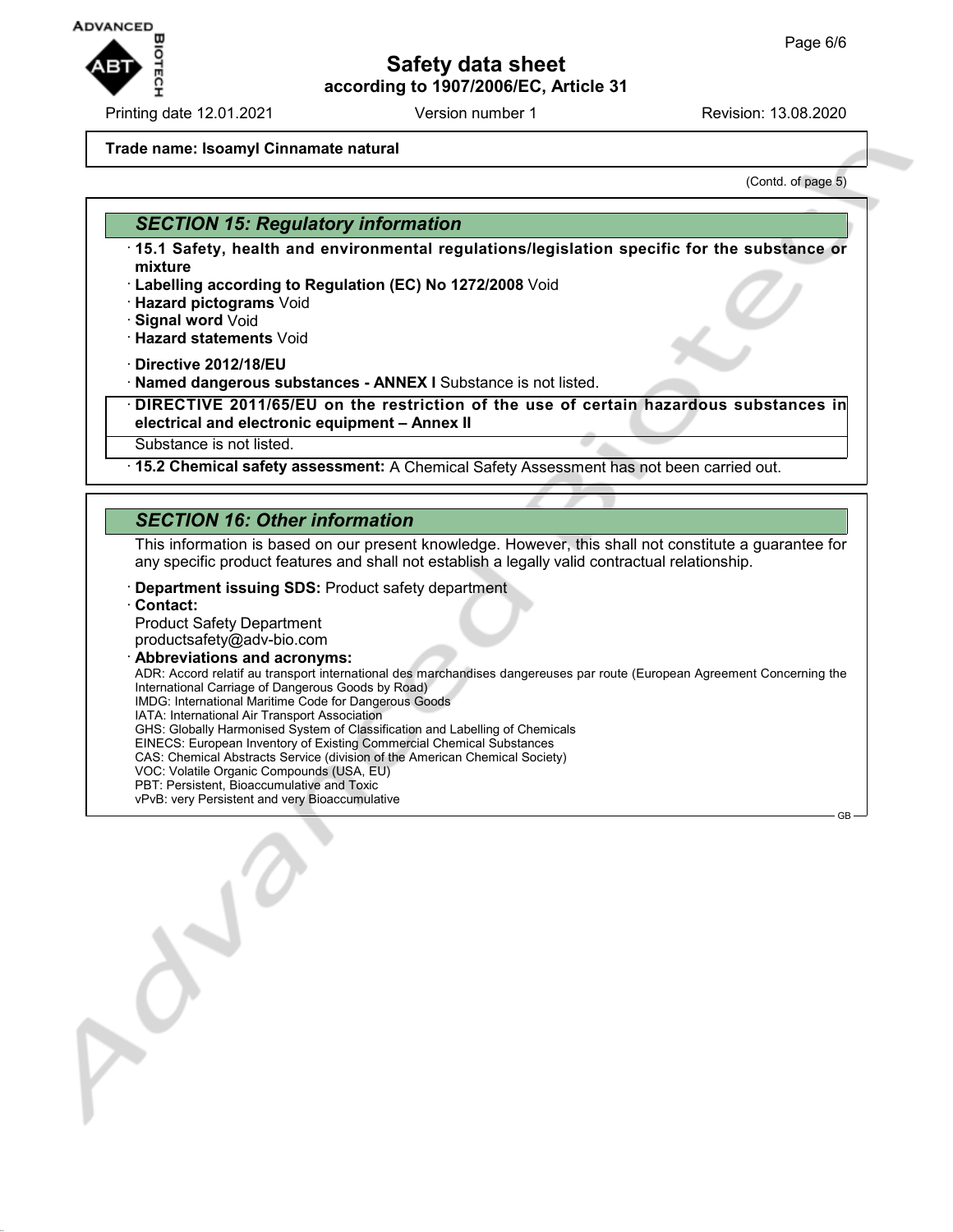**Trade name: Isoamyl Cinnamate natural**

(Contd. of page 5)

## SECTION 15: Regulatory information

· **15.1 Safety, health and environmental regulations/legislation specific for the substance or mixture**
· **Labelling according to Regulation (EC) No 1272/2008** Void
· **Hazard pictograms** Void
· **Signal word** Void
· **Hazard statements** Void

· **Directive 2012/18/EU**
· **Named dangerous substances - ANNEX I** Substance is not listed.
· **DIRECTIVE 2011/65/EU on the restriction of the use of certain hazardous substances in electrical and electronic equipment – Annex II**

Substance is not listed.

· **15.2 Chemical safety assessment:** A Chemical Safety Assessment has not been carried out.

## SECTION 16: Other information

This information is based on our present knowledge. However, this shall not constitute a guarantee for any specific product features and shall not establish a legally valid contractual relationship.

· **Department issuing SDS:** Product safety department
· **Contact:**
Product Safety Department
productsafety@adv-bio.com
· **Abbreviations and acronyms:**
ADR: Accord relatif au transport international des marchandises dangereuses par route (European Agreement Concerning the International Carriage of Dangerous Goods by Road)
IMDG: International Maritime Code for Dangerous Goods
IATA: International Air Transport Association
GHS: Globally Harmonised System of Classification and Labelling of Chemicals
EINECS: European Inventory of Existing Commercial Chemical Substances
CAS: Chemical Abstracts Service (division of the American Chemical Society)
VOC: Volatile Organic Compounds (USA, EU)
PBT: Persistent, Bioaccumulative and Toxic
vPvB: very Persistent and very Bioaccumulative